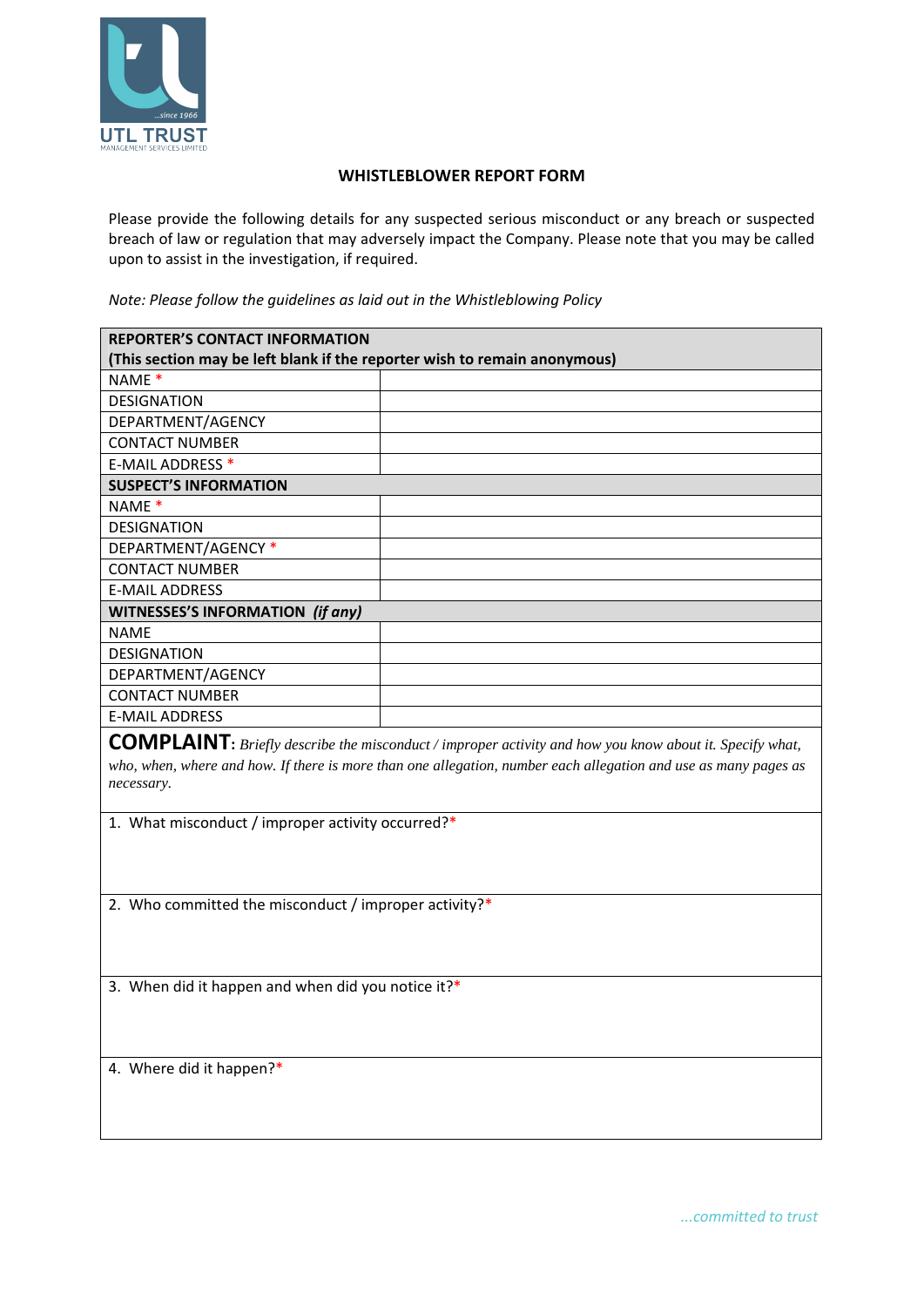UTL TRUST
MANAGEMENT SERVICES LIMITED
...since 1966

# WHISTLEBLOWER REPORT FORM

Please provide the following details for any suspected serious misconduct or any breach or suspected breach of law or regulation that may adversely impact the Company. Please note that you may be called upon to assist in the investigation, if required.

*Note: Please follow the guidelines as laid out in the Whistleblowing Policy*

| **REPORTER'S CONTACT INFORMATION (This section may be left blank if the reporter wish to remain anonymous)** | |
|---|---|
| NAME * | |
| DESIGNATION | |
| DEPARTMENT/AGENCY | |
| CONTACT NUMBER | |
| E-MAIL ADDRESS * | |
| **SUSPECT'S INFORMATION** | |
| NAME * | |
| DESIGNATION | |
| DEPARTMENT/AGENCY * | |
| CONTACT NUMBER | |
| E-MAIL ADDRESS | |
| **WITNESSES'S INFORMATION** ***(if any)*** | |
| NAME | |
| DESIGNATION | |
| DEPARTMENT/AGENCY | |
| CONTACT NUMBER | |
| E-MAIL ADDRESS | |

**COMPLAINT**: *Briefly describe the misconduct / improper activity and how you know about it. Specify what, who, when, where and how. If there is more than one allegation, number each allegation and use as many pages as necessary.*

1. What misconduct / improper activity occurred?*

2. Who committed the misconduct / improper activity?*

3. When did it happen and when did you notice it?*

4. Where did it happen?*

*...committed to trust*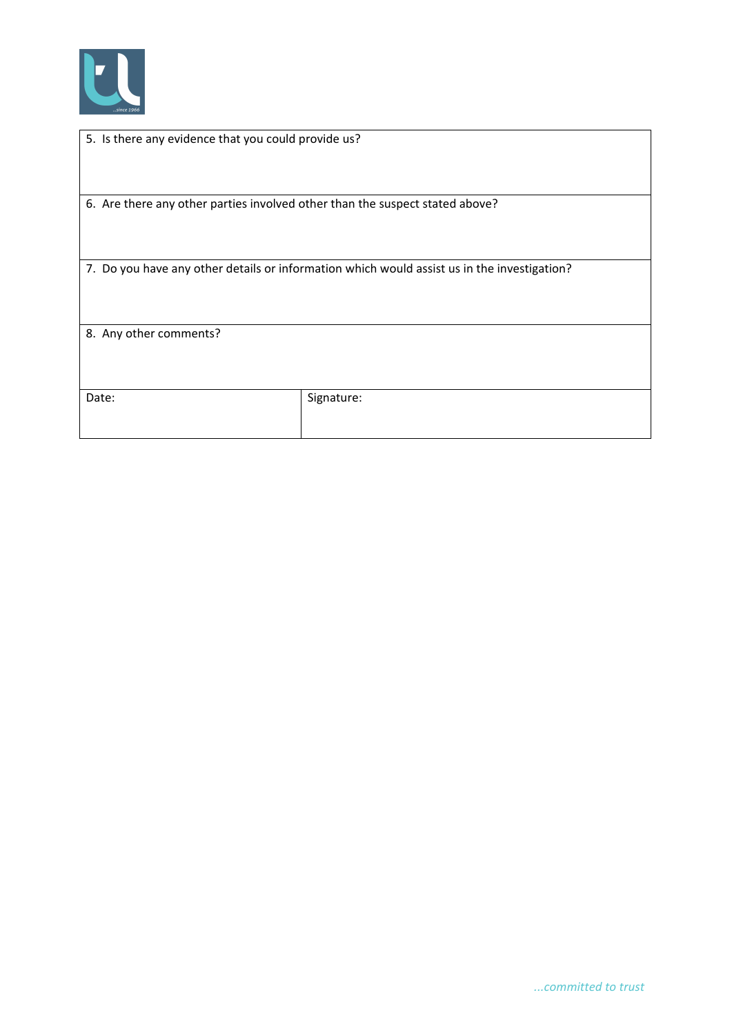5. Is there any evidence that you could provide us?

6. Are there any other parties involved other than the suspect stated above?

7. Do you have any other details or information which would assist us in the investigation?

8. Any other comments?

| | |
|---|---|
| Date: | Signature: |

*...committed to trust*